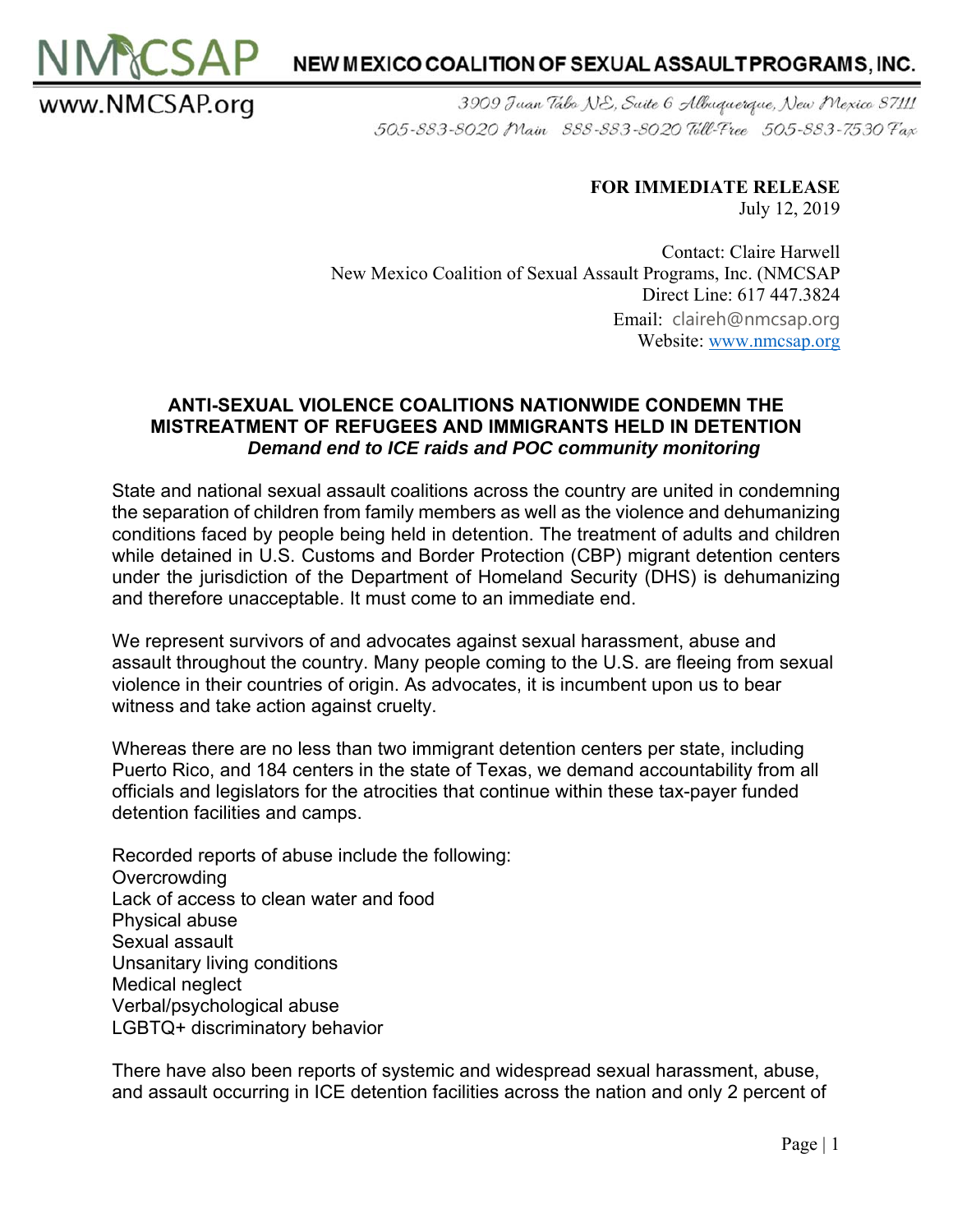**NMCSAP** NEW MEXICO COALITION OF SEXUAL ASSAULT PROGRAMS, INC.

www.NMCSAP.org

3909 Juan Tabo NE, Suite 6 Albuquerque, New Mexico 87111
505-883-8020 Main 888-883-8020 Toll-Free 505-883-7530 Fax

**FOR IMMEDIATE RELEASE**
July 12, 2019

Contact: Claire Harwell
New Mexico Coalition of Sexual Assault Programs, Inc. (NMCSAP
Direct Line: 617 447.3824
Email: claireh@nmcsap.org
Website: www.nmcsap.org

## ANTI-SEXUAL VIOLENCE COALITIONS NATIONWIDE CONDEMN THE MISTREATMENT OF REFUGEES AND IMMIGRANTS HELD IN DETENTION

***Demand end to ICE raids and POC community monitoring***

State and national sexual assault coalitions across the country are united in condemning the separation of children from family members as well as the violence and dehumanizing conditions faced by people being held in detention. The treatment of adults and children while detained in U.S. Customs and Border Protection (CBP) migrant detention centers under the jurisdiction of the Department of Homeland Security (DHS) is dehumanizing and therefore unacceptable. It must come to an immediate end.

We represent survivors of and advocates against sexual harassment, abuse and assault throughout the country. Many people coming to the U.S. are fleeing from sexual violence in their countries of origin. As advocates, it is incumbent upon us to bear witness and take action against cruelty.

Whereas there are no less than two immigrant detention centers per state, including Puerto Rico, and 184 centers in the state of Texas, we demand accountability from all officials and legislators for the atrocities that continue within these tax-payer funded detention facilities and camps.

Recorded reports of abuse include the following:
Overcrowding
Lack of access to clean water and food
Physical abuse
Sexual assault
Unsanitary living conditions
Medical neglect
Verbal/psychological abuse
LGBTQ+ discriminatory behavior

There have also been reports of systemic and widespread sexual harassment, abuse, and assault occurring in ICE detention facilities across the nation and only 2 percent of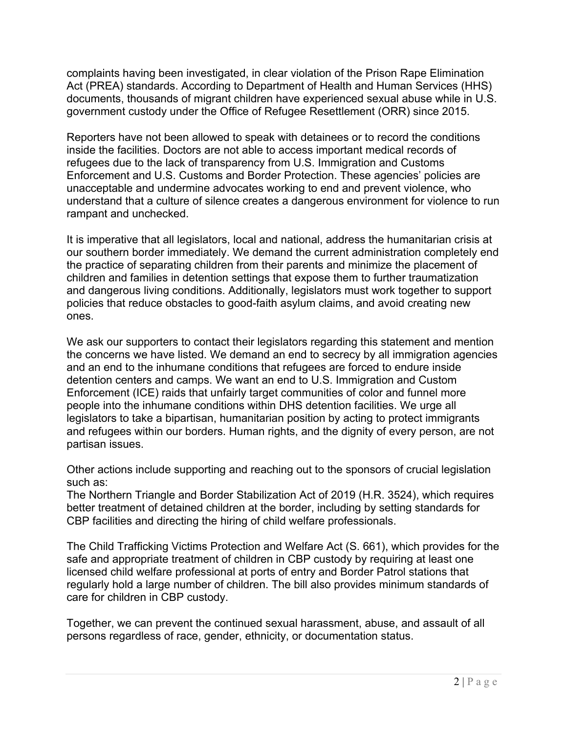complaints having been investigated, in clear violation of the Prison Rape Elimination Act (PREA) standards. According to Department of Health and Human Services (HHS) documents, thousands of migrant children have experienced sexual abuse while in U.S. government custody under the Office of Refugee Resettlement (ORR) since 2015.

Reporters have not been allowed to speak with detainees or to record the conditions inside the facilities. Doctors are not able to access important medical records of refugees due to the lack of transparency from U.S. Immigration and Customs Enforcement and U.S. Customs and Border Protection. These agencies' policies are unacceptable and undermine advocates working to end and prevent violence, who understand that a culture of silence creates a dangerous environment for violence to run rampant and unchecked.

It is imperative that all legislators, local and national, address the humanitarian crisis at our southern border immediately. We demand the current administration completely end the practice of separating children from their parents and minimize the placement of children and families in detention settings that expose them to further traumatization and dangerous living conditions. Additionally, legislators must work together to support policies that reduce obstacles to good-faith asylum claims, and avoid creating new ones.

We ask our supporters to contact their legislators regarding this statement and mention the concerns we have listed. We demand an end to secrecy by all immigration agencies and an end to the inhumane conditions that refugees are forced to endure inside detention centers and camps. We want an end to U.S. Immigration and Custom Enforcement (ICE) raids that unfairly target communities of color and funnel more people into the inhumane conditions within DHS detention facilities. We urge all legislators to take a bipartisan, humanitarian position by acting to protect immigrants and refugees within our borders. Human rights, and the dignity of every person, are not partisan issues.

Other actions include supporting and reaching out to the sponsors of crucial legislation such as:
The Northern Triangle and Border Stabilization Act of 2019 (H.R. 3524), which requires better treatment of detained children at the border, including by setting standards for CBP facilities and directing the hiring of child welfare professionals.

The Child Trafficking Victims Protection and Welfare Act (S. 661), which provides for the safe and appropriate treatment of children in CBP custody by requiring at least one licensed child welfare professional at ports of entry and Border Patrol stations that regularly hold a large number of children. The bill also provides minimum standards of care for children in CBP custody.

Together, we can prevent the continued sexual harassment, abuse, and assault of all persons regardless of race, gender, ethnicity, or documentation status.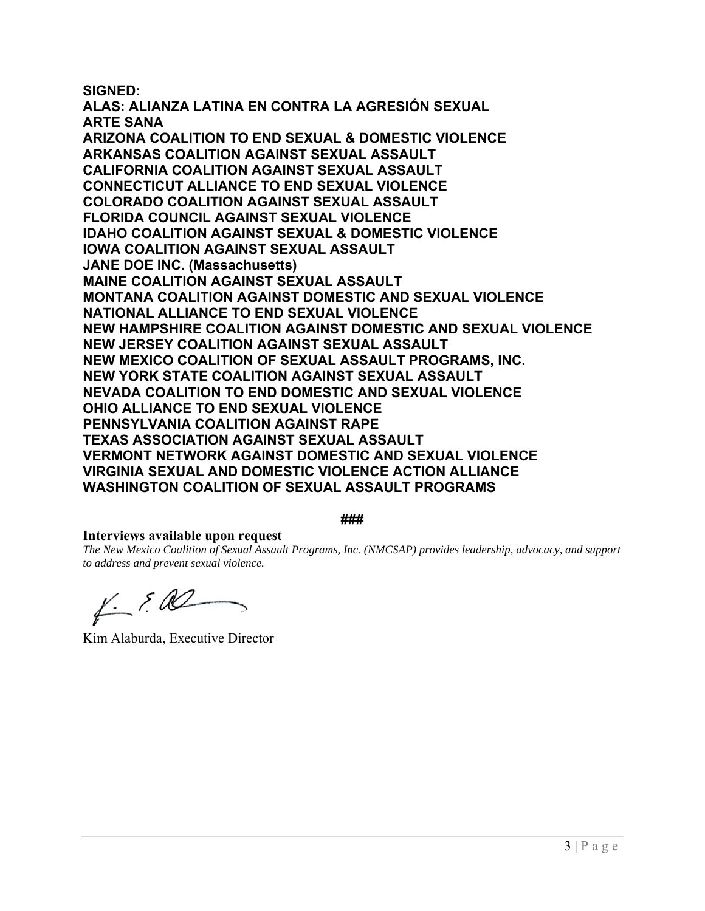**SIGNED:**
**ALAS: ALIANZA LATINA EN CONTRA LA AGRESIÓN SEXUAL**
**ARTE SANA**
**ARIZONA COALITION TO END SEXUAL & DOMESTIC VIOLENCE**
**ARKANSAS COALITION AGAINST SEXUAL ASSAULT**
**CALIFORNIA COALITION AGAINST SEXUAL ASSAULT**
**CONNECTICUT ALLIANCE TO END SEXUAL VIOLENCE**
**COLORADO COALITION AGAINST SEXUAL ASSAULT**
**FLORIDA COUNCIL AGAINST SEXUAL VIOLENCE**
**IDAHO COALITION AGAINST SEXUAL & DOMESTIC VIOLENCE**
**IOWA COALITION AGAINST SEXUAL ASSAULT**
**JANE DOE INC. (Massachusetts)**
**MAINE COALITION AGAINST SEXUAL ASSAULT**
**MONTANA COALITION AGAINST DOMESTIC AND SEXUAL VIOLENCE**
**NATIONAL ALLIANCE TO END SEXUAL VIOLENCE**
**NEW HAMPSHIRE COALITION AGAINST DOMESTIC AND SEXUAL VIOLENCE**
**NEW JERSEY COALITION AGAINST SEXUAL ASSAULT**
**NEW MEXICO COALITION OF SEXUAL ASSAULT PROGRAMS, INC.**
**NEW YORK STATE COALITION AGAINST SEXUAL ASSAULT**
**NEVADA COALITION TO END DOMESTIC AND SEXUAL VIOLENCE**
**OHIO ALLIANCE TO END SEXUAL VIOLENCE**
**PENNSYLVANIA COALITION AGAINST RAPE**
**TEXAS ASSOCIATION AGAINST SEXUAL ASSAULT**
**VERMONT NETWORK AGAINST DOMESTIC AND SEXUAL VIOLENCE**
**VIRGINIA SEXUAL AND DOMESTIC VIOLENCE ACTION ALLIANCE**
**WASHINGTON COALITION OF SEXUAL ASSAULT PROGRAMS**

**###**

**Interviews available upon request**
*The New Mexico Coalition of Sexual Assault Programs, Inc. (NMCSAP) provides leadership, advocacy, and support to address and prevent sexual violence.*

Kim Alaburda, Executive Director